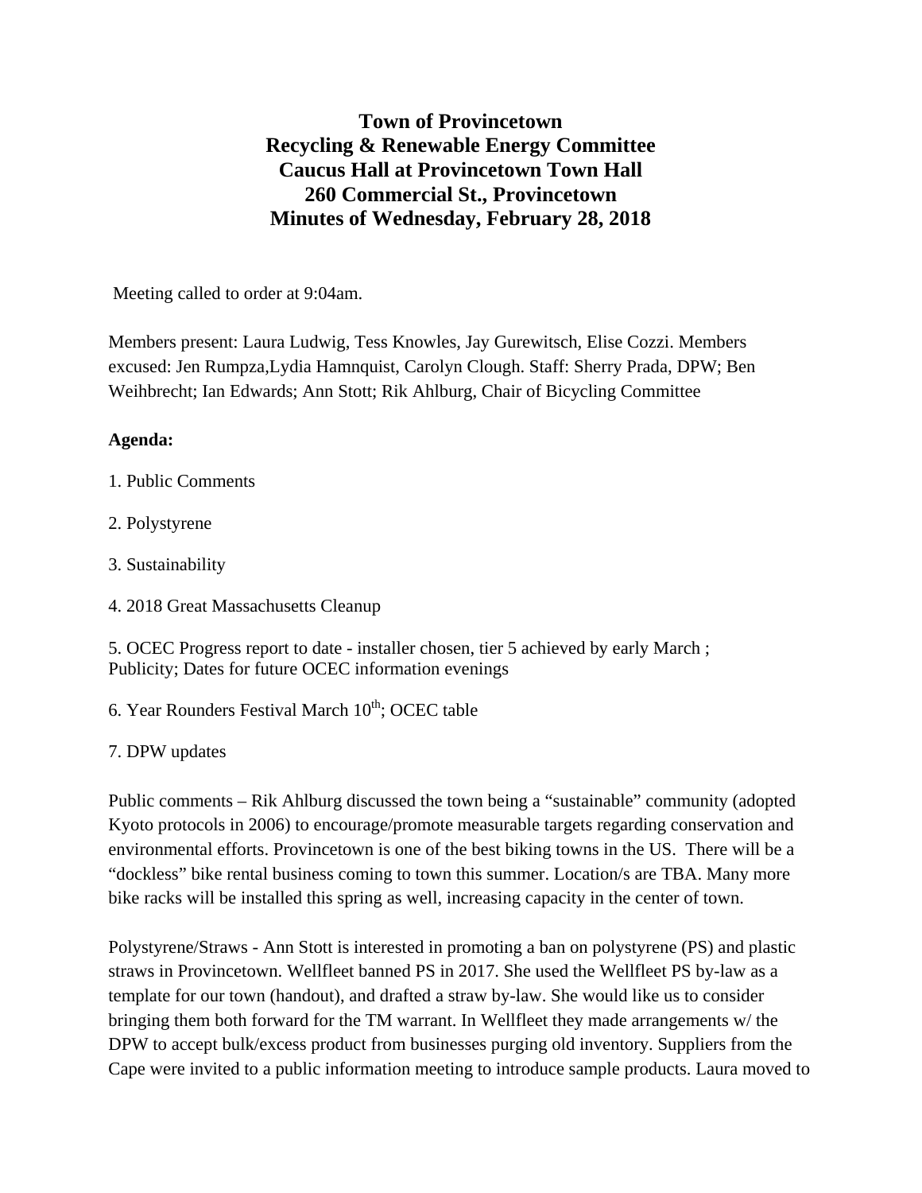# Town of Provincetown
## Recycling & Renewable Energy Committee
## Caucus Hall at Provincetown Town Hall
## 260 Commercial St., Provincetown
## Minutes of Wednesday, February 28, 2018

Meeting called to order at 9:04am.

Members present: Laura Ludwig, Tess Knowles, Jay Gurewitsch, Elise Cozzi. Members excused: Jen Rumpza,Lydia Hamnquist, Carolyn Clough. Staff: Sherry Prada, DPW; Ben Weihbrecht; Ian Edwards; Ann Stott; Rik Ahlburg, Chair of Bicycling Committee

**Agenda:**

1. Public Comments

2. Polystyrene

3. Sustainability

4. 2018 Great Massachusetts Cleanup

5. OCEC Progress report to date - installer chosen, tier 5 achieved by early March ; Publicity; Dates for future OCEC information evenings

6. Year Rounders Festival March 10th; OCEC table

7. DPW updates

Public comments – Rik Ahlburg discussed the town being a "sustainable" community (adopted Kyoto protocols in 2006) to encourage/promote measurable targets regarding conservation and environmental efforts. Provincetown is one of the best biking towns in the US. There will be a "dockless" bike rental business coming to town this summer. Location/s are TBA. Many more bike racks will be installed this spring as well, increasing capacity in the center of town.

Polystyrene/Straws - Ann Stott is interested in promoting a ban on polystyrene (PS) and plastic straws in Provincetown. Wellfleet banned PS in 2017. She used the Wellfleet PS by-law as a template for our town (handout), and drafted a straw by-law. She would like us to consider bringing them both forward for the TM warrant. In Wellfleet they made arrangements w/ the DPW to accept bulk/excess product from businesses purging old inventory. Suppliers from the Cape were invited to a public information meeting to introduce sample products. Laura moved to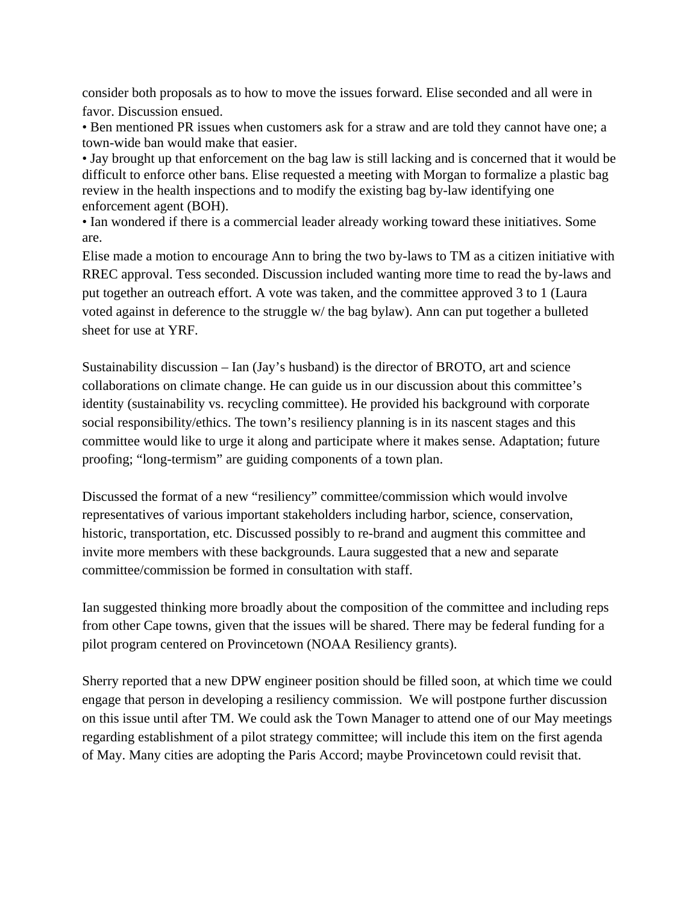consider both proposals as to how to move the issues forward. Elise seconded and all were in favor. Discussion ensued.

- Ben mentioned PR issues when customers ask for a straw and are told they cannot have one; a town-wide ban would make that easier.
- Jay brought up that enforcement on the bag law is still lacking and is concerned that it would be difficult to enforce other bans. Elise requested a meeting with Morgan to formalize a plastic bag review in the health inspections and to modify the existing bag by-law identifying one enforcement agent (BOH).
- Ian wondered if there is a commercial leader already working toward these initiatives. Some are.

Elise made a motion to encourage Ann to bring the two by-laws to TM as a citizen initiative with RREC approval. Tess seconded. Discussion included wanting more time to read the by-laws and put together an outreach effort. A vote was taken, and the committee approved 3 to 1 (Laura voted against in deference to the struggle w/ the bag bylaw). Ann can put together a bulleted sheet for use at YRF.

Sustainability discussion – Ian (Jay's husband) is the director of BROTO, art and science collaborations on climate change. He can guide us in our discussion about this committee's identity (sustainability vs. recycling committee). He provided his background with corporate social responsibility/ethics. The town's resiliency planning is in its nascent stages and this committee would like to urge it along and participate where it makes sense. Adaptation; future proofing; "long-termism" are guiding components of a town plan.

Discussed the format of a new "resiliency" committee/commission which would involve representatives of various important stakeholders including harbor, science, conservation, historic, transportation, etc. Discussed possibly to re-brand and augment this committee and invite more members with these backgrounds. Laura suggested that a new and separate committee/commission be formed in consultation with staff.

Ian suggested thinking more broadly about the composition of the committee and including reps from other Cape towns, given that the issues will be shared. There may be federal funding for a pilot program centered on Provincetown (NOAA Resiliency grants).

Sherry reported that a new DPW engineer position should be filled soon, at which time we could engage that person in developing a resiliency commission. We will postpone further discussion on this issue until after TM. We could ask the Town Manager to attend one of our May meetings regarding establishment of a pilot strategy committee; will include this item on the first agenda of May. Many cities are adopting the Paris Accord; maybe Provincetown could revisit that.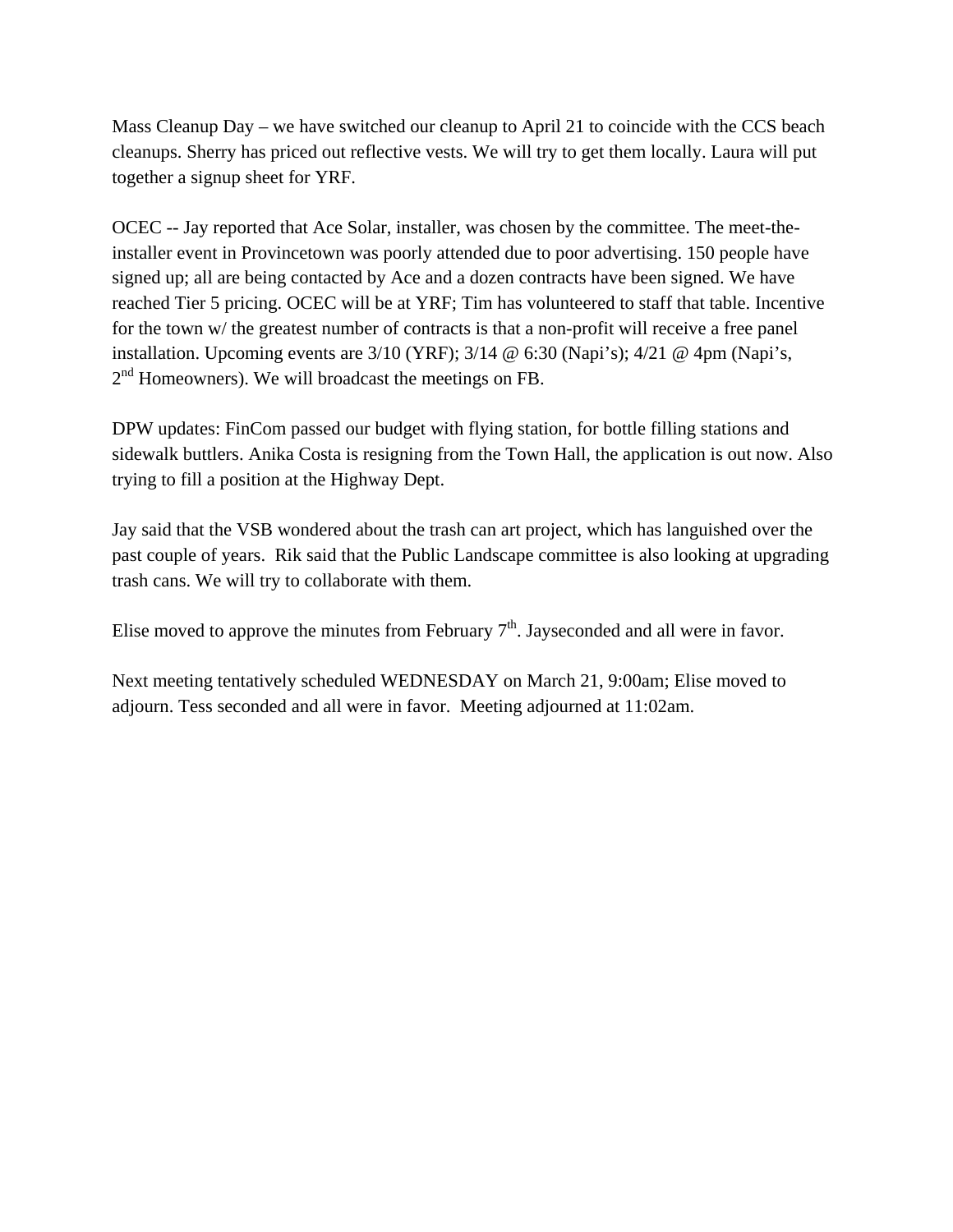Mass Cleanup Day – we have switched our cleanup to April 21 to coincide with the CCS beach cleanups. Sherry has priced out reflective vests. We will try to get them locally. Laura will put together a signup sheet for YRF.

OCEC -- Jay reported that Ace Solar, installer, was chosen by the committee. The meet-the-installer event in Provincetown was poorly attended due to poor advertising. 150 people have signed up; all are being contacted by Ace and a dozen contracts have been signed. We have reached Tier 5 pricing. OCEC will be at YRF; Tim has volunteered to staff that table. Incentive for the town w/ the greatest number of contracts is that a non-profit will receive a free panel installation. Upcoming events are 3/10 (YRF); 3/14 @ 6:30 (Napi's); 4/21 @ 4pm (Napi's, 2nd Homeowners). We will broadcast the meetings on FB.

DPW updates: FinCom passed our budget with flying station, for bottle filling stations and sidewalk buttlers. Anika Costa is resigning from the Town Hall, the application is out now. Also trying to fill a position at the Highway Dept.

Jay said that the VSB wondered about the trash can art project, which has languished over the past couple of years. Rik said that the Public Landscape committee is also looking at upgrading trash cans. We will try to collaborate with them.

Elise moved to approve the minutes from February 7th. Jayseconded and all were in favor.

Next meeting tentatively scheduled WEDNESDAY on March 21, 9:00am; Elise moved to adjourn. Tess seconded and all were in favor. Meeting adjourned at 11:02am.